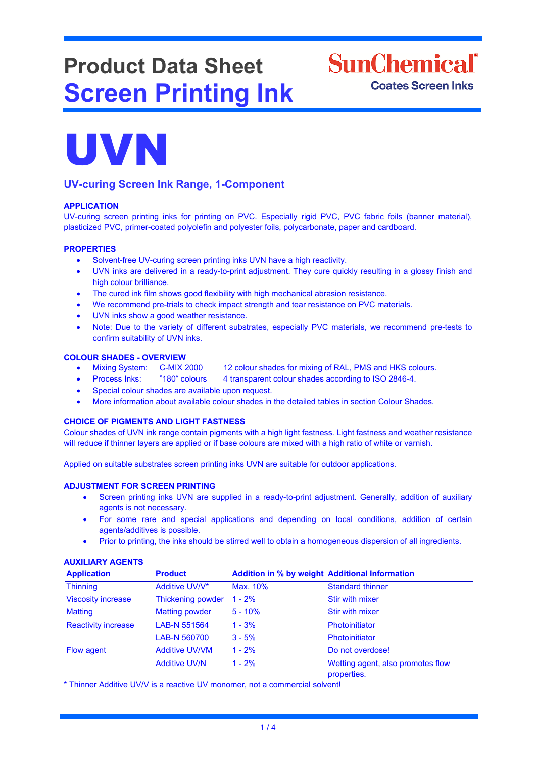# Product Data Sheet
# Screen Printing Ink

SunChemical®
Coates Screen Inks

# UVN

## UV-curing Screen Ink Range, 1-Component

### APPLICATION

UV-curing screen printing inks for printing on PVC. Especially rigid PVC, PVC fabric foils (banner material), plasticized PVC, primer-coated polyolefin and polyester foils, polycarbonate, paper and cardboard.

### PROPERTIES

- Solvent-free UV-curing screen printing inks UVN have a high reactivity.
- UVN inks are delivered in a ready-to-print adjustment. They cure quickly resulting in a glossy finish and high colour brilliance.
- The cured ink film shows good flexibility with high mechanical abrasion resistance.
- We recommend pre-trials to check impact strength and tear resistance on PVC materials.
- UVN inks show a good weather resistance.
- Note: Due to the variety of different substrates, especially PVC materials, we recommend pre-tests to confirm suitability of UVN inks.

### COLOUR SHADES - OVERVIEW

- Mixing System: C-MIX 2000 12 colour shades for mixing of RAL, PMS and HKS colours.
- Process Inks: "180" colours 4 transparent colour shades according to ISO 2846-4.
- Special colour shades are available upon request.
- More information about available colour shades in the detailed tables in section Colour Shades.

### CHOICE OF PIGMENTS AND LIGHT FASTNESS

Colour shades of UVN ink range contain pigments with a high light fastness. Light fastness and weather resistance will reduce if thinner layers are applied or if base colours are mixed with a high ratio of white or varnish.

Applied on suitable substrates screen printing inks UVN are suitable for outdoor applications.

### ADJUSTMENT FOR SCREEN PRINTING

- Screen printing inks UVN are supplied in a ready-to-print adjustment. Generally, addition of auxiliary agents is not necessary.
- For some rare and special applications and depending on local conditions, addition of certain agents/additives is possible.
- Prior to printing, the inks should be stirred well to obtain a homogeneous dispersion of all ingredients.

### AUXILIARY AGENTS

| Application | Product | Addition in % by weight | Additional Information |
|---|---|---|---|
| Thinning | Additive UV/V* | Max. 10% | Standard thinner |
| Viscosity increase | Thickening powder | 1 - 2% | Stir with mixer |
| Matting | Matting powder | 5 - 10% | Stir with mixer |
| Reactivity increase | LAB-N 551564 | 1 - 3% | Photoinitiator |
| | LAB-N 560700 | 3 - 5% | Photoinitiator |
| Flow agent | Additive UV/VM | 1 - 2% | Do not overdose! |
| | Additive UV/N | 1 - 2% | Wetting agent, also promotes flow properties. |

* Thinner Additive UV/V is a reactive UV monomer, not a commercial solvent!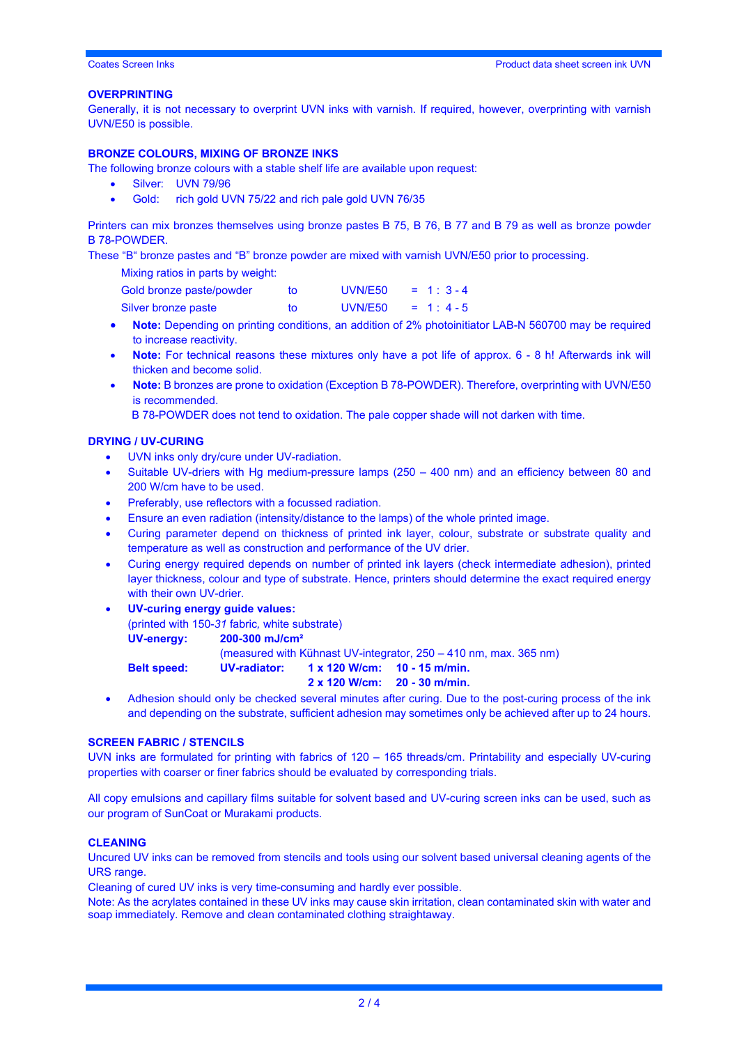## OVERPRINTING

Generally, it is not necessary to overprint UVN inks with varnish. If required, however, overprinting with varnish UVN/E50 is possible.

## BRONZE COLOURS, MIXING OF BRONZE INKS

The following bronze colours with a stable shelf life are available upon request:

- Silver: UVN 79/96
- Gold: rich gold UVN 75/22 and rich pale gold UVN 76/35

Printers can mix bronzes themselves using bronze pastes B 75, B 76, B 77 and B 79 as well as bronze powder B 78-POWDER.

These "B" bronze pastes and "B" bronze powder are mixed with varnish UVN/E50 prior to processing.

Mixing ratios in parts by weight:

| | | | |
|---|---|---|---|
| Gold bronze paste/powder | to | UVN/E50 | = 1 : 3 - 4 |
| Silver bronze paste | to | UVN/E50 | = 1 : 4 - 5 |

- **Note:** Depending on printing conditions, an addition of 2% photoinitiator LAB-N 560700 may be required to increase reactivity.
- **Note:** For technical reasons these mixtures only have a pot life of approx. 6 - 8 h! Afterwards ink will thicken and become solid.
- **Note:** B bronzes are prone to oxidation (Exception B 78-POWDER). Therefore, overprinting with UVN/E50 is recommended.
  B 78-POWDER does not tend to oxidation. The pale copper shade will not darken with time.

## DRYING / UV-CURING

- UVN inks only dry/cure under UV-radiation.
- Suitable UV-driers with Hg medium-pressure lamps (250 – 400 nm) and an efficiency between 80 and 200 W/cm have to be used.
- Preferably, use reflectors with a focussed radiation.
- Ensure an even radiation (intensity/distance to the lamps) of the whole printed image.
- Curing parameter depend on thickness of printed ink layer, colour, substrate or substrate quality and temperature as well as construction and performance of the UV drier.
- Curing energy required depends on number of printed ink layers (check intermediate adhesion), printed layer thickness, colour and type of substrate. Hence, printers should determine the exact required energy with their own UV-drier.
- **UV-curing energy guide values:**
  (printed with 150-*31* fabric, white substrate)
  **UV-energy:** **200-300 mJ/cm²**
  (measured with Kühnast UV-integrator, 250 – 410 nm, max. 365 nm)
  **Belt speed:** **UV-radiator:** **1 x 120 W/cm:** **10 - 15 m/min.**
  **2 x 120 W/cm:** **20 - 30 m/min.**
- Adhesion should only be checked several minutes after curing. Due to the post-curing process of the ink and depending on the substrate, sufficient adhesion may sometimes only be achieved after up to 24 hours.

## SCREEN FABRIC / STENCILS

UVN inks are formulated for printing with fabrics of 120 – 165 threads/cm. Printability and especially UV-curing properties with coarser or finer fabrics should be evaluated by corresponding trials.

All copy emulsions and capillary films suitable for solvent based and UV-curing screen inks can be used, such as our program of SunCoat or Murakami products.

## CLEANING

Uncured UV inks can be removed from stencils and tools using our solvent based universal cleaning agents of the URS range.

Cleaning of cured UV inks is very time-consuming and hardly ever possible.

Note: As the acrylates contained in these UV inks may cause skin irritation, clean contaminated skin with water and soap immediately. Remove and clean contaminated clothing straightaway.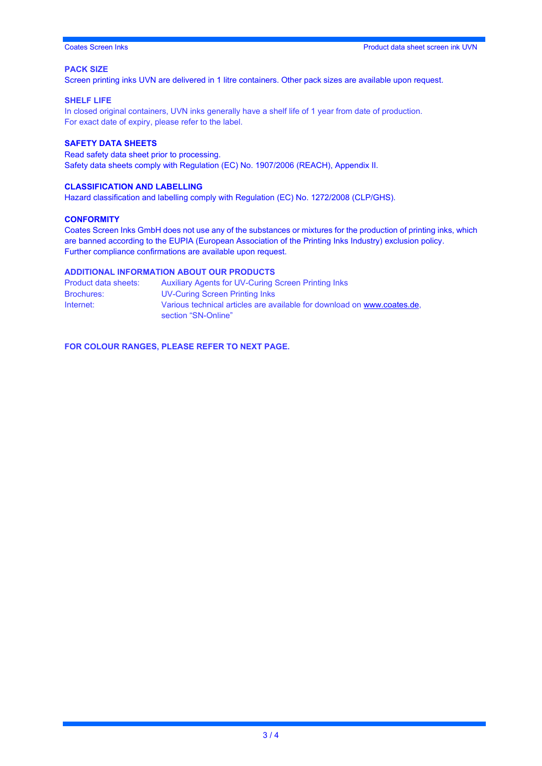## PACK SIZE

Screen printing inks UVN are delivered in 1 litre containers. Other pack sizes are available upon request.

## SHELF LIFE

In closed original containers, UVN inks generally have a shelf life of 1 year from date of production.
For exact date of expiry, please refer to the label.

## SAFETY DATA SHEETS

Read safety data sheet prior to processing.
Safety data sheets comply with Regulation (EC) No. 1907/2006 (REACH), Appendix II.

## CLASSIFICATION AND LABELLING

Hazard classification and labelling comply with Regulation (EC) No. 1272/2008 (CLP/GHS).

## CONFORMITY

Coates Screen Inks GmbH does not use any of the substances or mixtures for the production of printing inks, which are banned according to the EUPIA (European Association of the Printing Inks Industry) exclusion policy.
Further compliance confirmations are available upon request.

## ADDITIONAL INFORMATION ABOUT OUR PRODUCTS

| | |
|---|---|
| Product data sheets: | Auxiliary Agents for UV-Curing Screen Printing Inks |
| Brochures: | UV-Curing Screen Printing Inks |
| Internet: | Various technical articles are available for download on www.coates.de, section "SN-Online" |

**FOR COLOUR RANGES, PLEASE REFER TO NEXT PAGE.**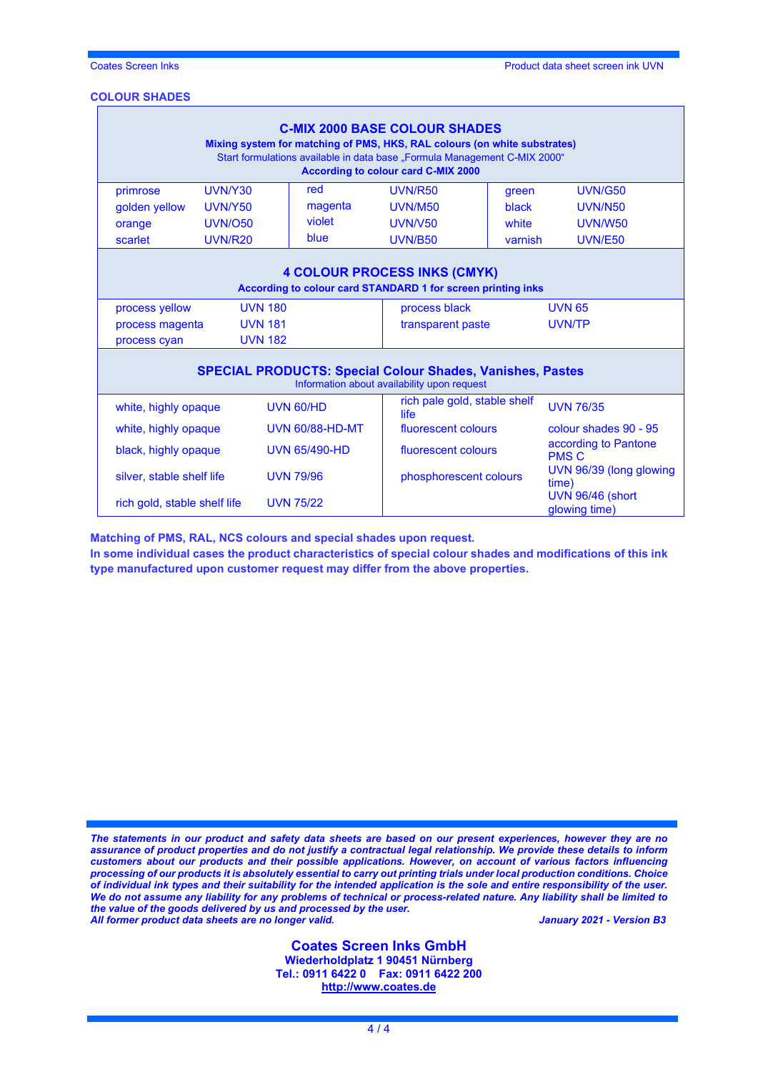## COLOUR SHADES

### C-MIX 2000 BASE COLOUR SHADES

**Mixing system for matching of PMS, HKS, RAL colours (on white substrates)**
Start formulations available in data base „Formula Management C-MIX 2000"
**According to colour card C-MIX 2000**

| | | | | | |
|---|---|---|---|---|---|
| primrose | UVN/Y30 | red | UVN/R50 | green | UVN/G50 |
| golden yellow | UVN/Y50 | magenta | UVN/M50 | black | UVN/N50 |
| orange | UVN/O50 | violet | UVN/V50 | white | UVN/W50 |
| scarlet | UVN/R20 | blue | UVN/B50 | varnish | UVN/E50 |

### 4 COLOUR PROCESS INKS (CMYK)

**According to colour card STANDARD 1 for screen printing inks**

| | | | |
|---|---|---|---|
| process yellow | UVN 180 | process black | UVN 65 |
| process magenta | UVN 181 | transparent paste | UVN/TP |
| process cyan | UVN 182 | | |

### SPECIAL PRODUCTS: Special Colour Shades, Vanishes, Pastes

Information about availability upon request

| | | | |
|---|---|---|---|
| white, highly opaque | UVN 60/HD | rich pale gold, stable shelf life | UVN 76/35 |
| white, highly opaque | UVN 60/88-HD-MT | fluorescent colours | colour shades 90 - 95 |
| black, highly opaque | UVN 65/490-HD | fluorescent colours | according to Pantone PMS C |
| silver, stable shelf life | UVN 79/96 | phosphorescent colours | UVN 96/39 (long glowing time) |
| rich gold, stable shelf life | UVN 75/22 | | UVN 96/46 (short glowing time) |

**Matching of PMS, RAL, NCS colours and special shades upon request.**
**In some individual cases the product characteristics of special colour shades and modifications of this ink type manufactured upon customer request may differ from the above properties.**

***The statements in our product and safety data sheets are based on our present experiences, however they are no assurance of product properties and do not justify a contractual legal relationship. We provide these details to inform customers about our products and their possible applications. However, on account of various factors influencing processing of our products it is absolutely essential to carry out printing trials under local production conditions. Choice of individual ink types and their suitability for the intended application is the sole and entire responsibility of the user. We do not assume any liability for any problems of technical or process-related nature. Any liability shall be limited to the value of the goods delivered by us and processed by the user.***
***All former product data sheets are no longer valid.*** ***January 2021 - Version B3***

**Coates Screen Inks GmbH**
**Wiederholdplatz 1 90451 Nürnberg**
**Tel.: 0911 6422 0 Fax: 0911 6422 200**
**http://www.coates.de**